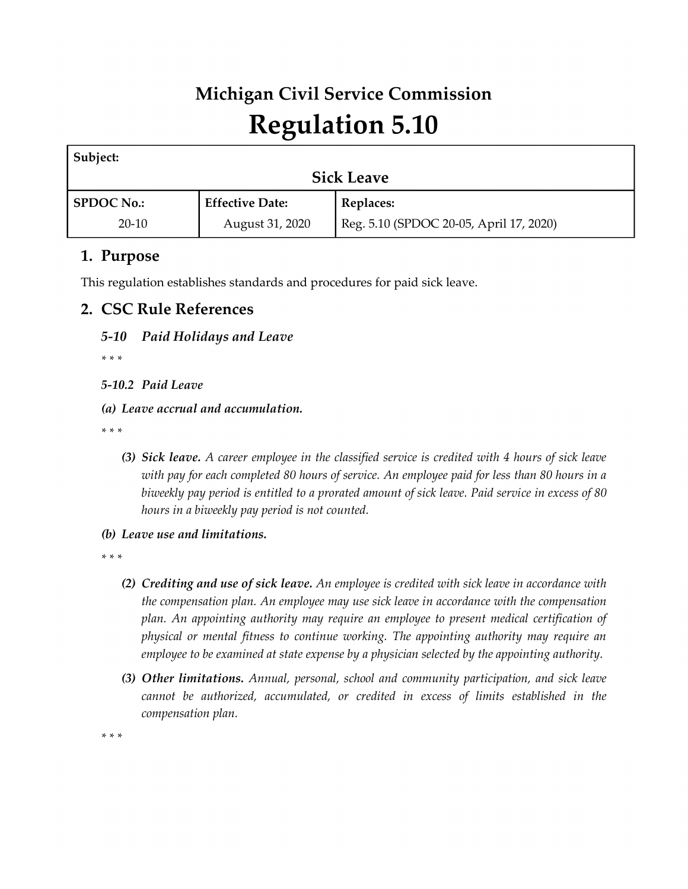# Michigan Civil Service Commission

# Regulation 5.10

| Subject: | | |
|---|---|---|
| **Sick Leave** | | |
| **SPDOC No.:** | **Effective Date:** | **Replaces:** |
| 20-10 | August 31, 2020 | Reg. 5.10 (SPDOC 20-05, April 17, 2020) |

## 1. Purpose

This regulation establishes standards and procedures for paid sick leave.

## 2. CSC Rule References

### *5-10 Paid Holidays and Leave*

\* \* \*

***5-10.2 Paid Leave***

***(a) Leave accrual and accumulation.***

\* \* \*

> ***(3) Sick leave.*** *A career employee in the classified service is credited with 4 hours of sick leave with pay for each completed 80 hours of service. An employee paid for less than 80 hours in a biweekly pay period is entitled to a prorated amount of sick leave. Paid service in excess of 80 hours in a biweekly pay period is not counted.*

***(b) Leave use and limitations.***

\* \* \*

> ***(2) Crediting and use of sick leave.*** *An employee is credited with sick leave in accordance with the compensation plan. An employee may use sick leave in accordance with the compensation plan. An appointing authority may require an employee to present medical certification of physical or mental fitness to continue working. The appointing authority may require an employee to be examined at state expense by a physician selected by the appointing authority.*
>
> ***(3) Other limitations.*** *Annual, personal, school and community participation, and sick leave cannot be authorized, accumulated, or credited in excess of limits established in the compensation plan.*

\* \* \*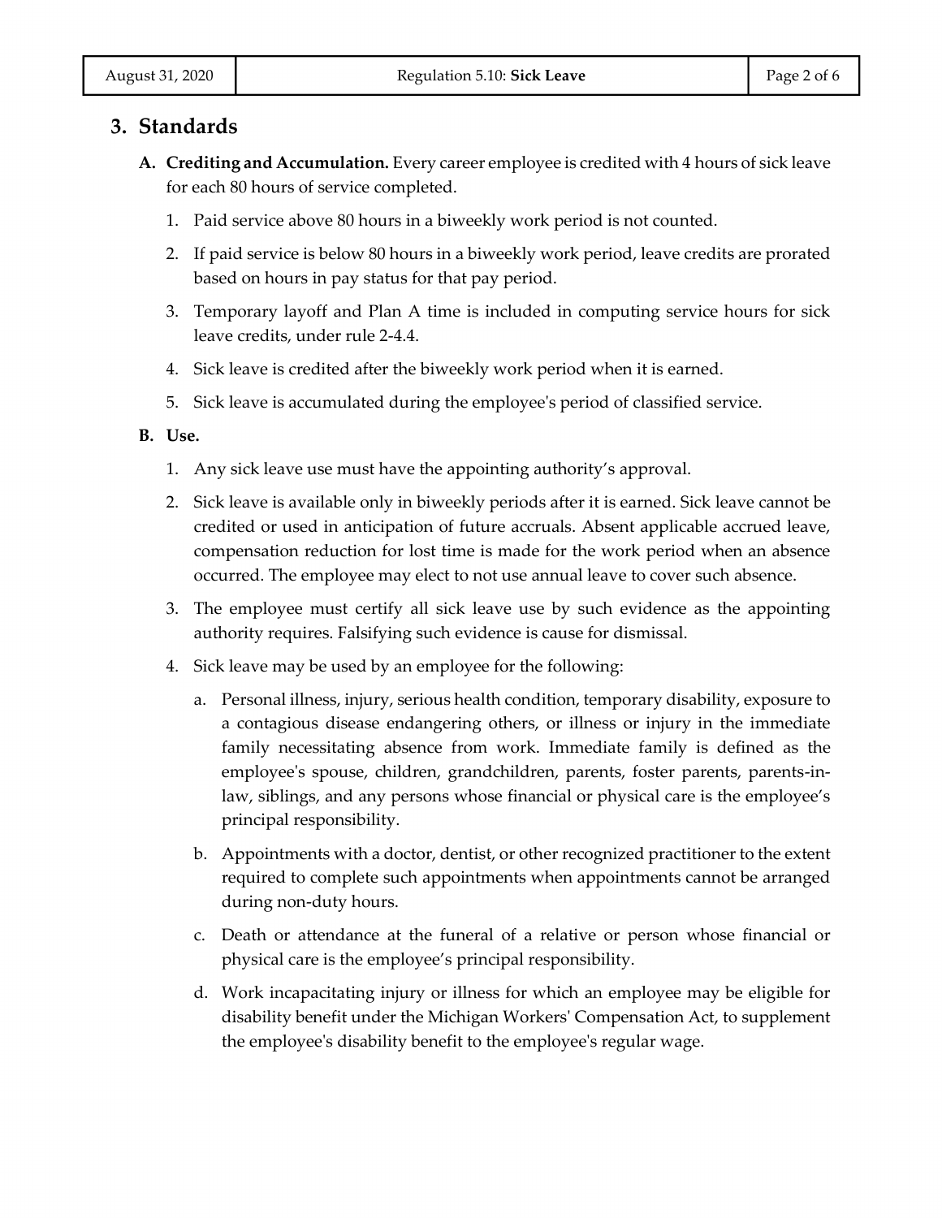## 3. Standards

**A. Crediting and Accumulation.** Every career employee is credited with 4 hours of sick leave for each 80 hours of service completed.

1. Paid service above 80 hours in a biweekly work period is not counted.
2. If paid service is below 80 hours in a biweekly work period, leave credits are prorated based on hours in pay status for that pay period.
3. Temporary layoff and Plan A time is included in computing service hours for sick leave credits, under rule 2-4.4.
4. Sick leave is credited after the biweekly work period when it is earned.
5. Sick leave is accumulated during the employee's period of classified service.

**B. Use.**

1. Any sick leave use must have the appointing authority's approval.
2. Sick leave is available only in biweekly periods after it is earned. Sick leave cannot be credited or used in anticipation of future accruals. Absent applicable accrued leave, compensation reduction for lost time is made for the work period when an absence occurred. The employee may elect to not use annual leave to cover such absence.
3. The employee must certify all sick leave use by such evidence as the appointing authority requires. Falsifying such evidence is cause for dismissal.
4. Sick leave may be used by an employee for the following:
   a. Personal illness, injury, serious health condition, temporary disability, exposure to a contagious disease endangering others, or illness or injury in the immediate family necessitating absence from work. Immediate family is defined as the employee's spouse, children, grandchildren, parents, foster parents, parents-in-law, siblings, and any persons whose financial or physical care is the employee's principal responsibility.
   b. Appointments with a doctor, dentist, or other recognized practitioner to the extent required to complete such appointments when appointments cannot be arranged during non-duty hours.
   c. Death or attendance at the funeral of a relative or person whose financial or physical care is the employee's principal responsibility.
   d. Work incapacitating injury or illness for which an employee may be eligible for disability benefit under the Michigan Workers' Compensation Act, to supplement the employee's disability benefit to the employee's regular wage.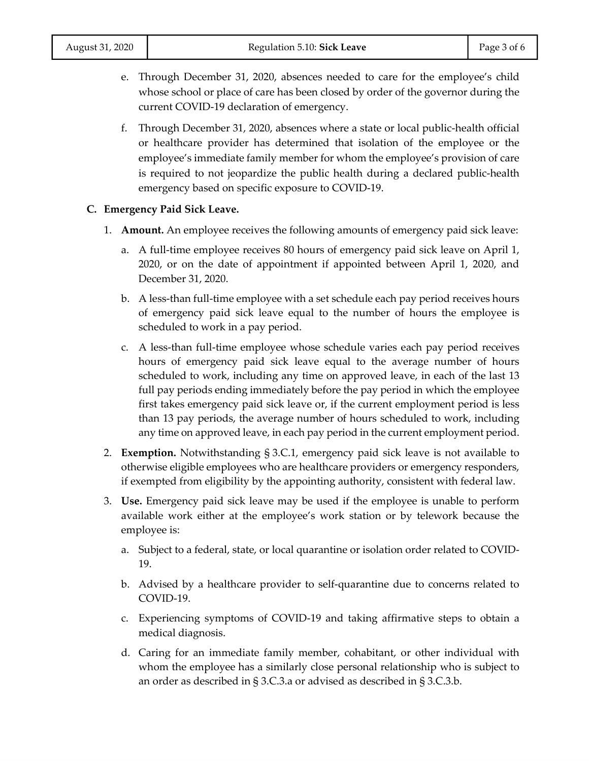e. Through December 31, 2020, absences needed to care for the employee's child whose school or place of care has been closed by order of the governor during the current COVID-19 declaration of emergency.

f. Through December 31, 2020, absences where a state or local public-health official or healthcare provider has determined that isolation of the employee or the employee's immediate family member for whom the employee's provision of care is required to not jeopardize the public health during a declared public-health emergency based on specific exposure to COVID-19.

**C. Emergency Paid Sick Leave.**

1. **Amount.** An employee receives the following amounts of emergency paid sick leave:

   a. A full-time employee receives 80 hours of emergency paid sick leave on April 1, 2020, or on the date of appointment if appointed between April 1, 2020, and December 31, 2020.

   b. A less-than full-time employee with a set schedule each pay period receives hours of emergency paid sick leave equal to the number of hours the employee is scheduled to work in a pay period.

   c. A less-than full-time employee whose schedule varies each pay period receives hours of emergency paid sick leave equal to the average number of hours scheduled to work, including any time on approved leave, in each of the last 13 full pay periods ending immediately before the pay period in which the employee first takes emergency paid sick leave or, if the current employment period is less than 13 pay periods, the average number of hours scheduled to work, including any time on approved leave, in each pay period in the current employment period.

2. **Exemption.** Notwithstanding § 3.C.1, emergency paid sick leave is not available to otherwise eligible employees who are healthcare providers or emergency responders, if exempted from eligibility by the appointing authority, consistent with federal law.

3. **Use.** Emergency paid sick leave may be used if the employee is unable to perform available work either at the employee's work station or by telework because the employee is:

   a. Subject to a federal, state, or local quarantine or isolation order related to COVID-19.

   b. Advised by a healthcare provider to self-quarantine due to concerns related to COVID-19.

   c. Experiencing symptoms of COVID-19 and taking affirmative steps to obtain a medical diagnosis.

   d. Caring for an immediate family member, cohabitant, or other individual with whom the employee has a similarly close personal relationship who is subject to an order as described in § 3.C.3.a or advised as described in § 3.C.3.b.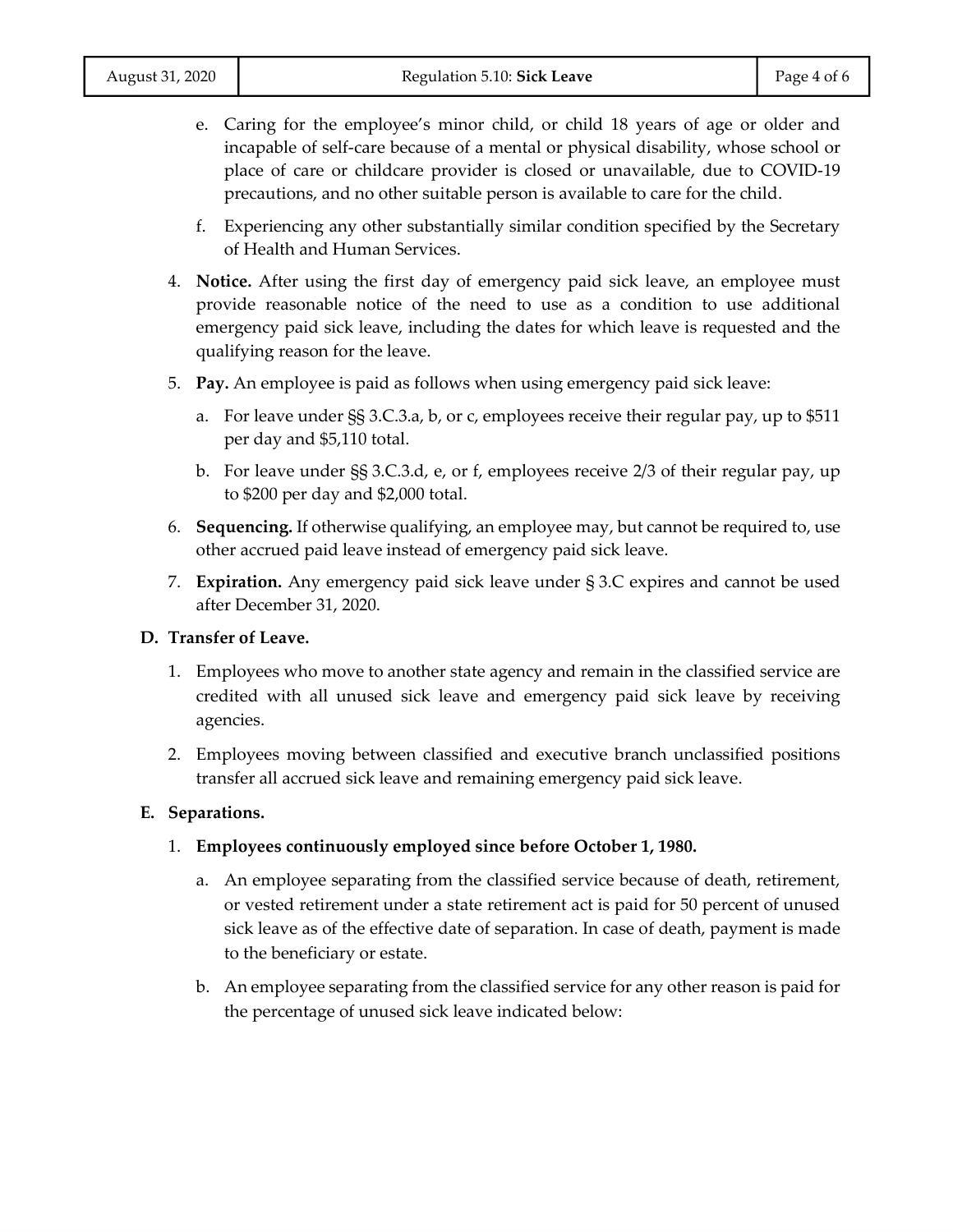e. Caring for the employee's minor child, or child 18 years of age or older and incapable of self-care because of a mental or physical disability, whose school or place of care or childcare provider is closed or unavailable, due to COVID-19 precautions, and no other suitable person is available to care for the child.

f. Experiencing any other substantially similar condition specified by the Secretary of Health and Human Services.

4. **Notice.** After using the first day of emergency paid sick leave, an employee must provide reasonable notice of the need to use as a condition to use additional emergency paid sick leave, including the dates for which leave is requested and the qualifying reason for the leave.

5. **Pay.** An employee is paid as follows when using emergency paid sick leave:

   a. For leave under §§ 3.C.3.a, b, or c, employees receive their regular pay, up to $511 per day and $5,110 total.

   b. For leave under §§ 3.C.3.d, e, or f, employees receive 2/3 of their regular pay, up to $200 per day and $2,000 total.

6. **Sequencing.** If otherwise qualifying, an employee may, but cannot be required to, use other accrued paid leave instead of emergency paid sick leave.

7. **Expiration.** Any emergency paid sick leave under § 3.C expires and cannot be used after December 31, 2020.

**D. Transfer of Leave.**

1. Employees who move to another state agency and remain in the classified service are credited with all unused sick leave and emergency paid sick leave by receiving agencies.

2. Employees moving between classified and executive branch unclassified positions transfer all accrued sick leave and remaining emergency paid sick leave.

**E. Separations.**

1. **Employees continuously employed since before October 1, 1980.**

   a. An employee separating from the classified service because of death, retirement, or vested retirement under a state retirement act is paid for 50 percent of unused sick leave as of the effective date of separation. In case of death, payment is made to the beneficiary or estate.

   b. An employee separating from the classified service for any other reason is paid for the percentage of unused sick leave indicated below: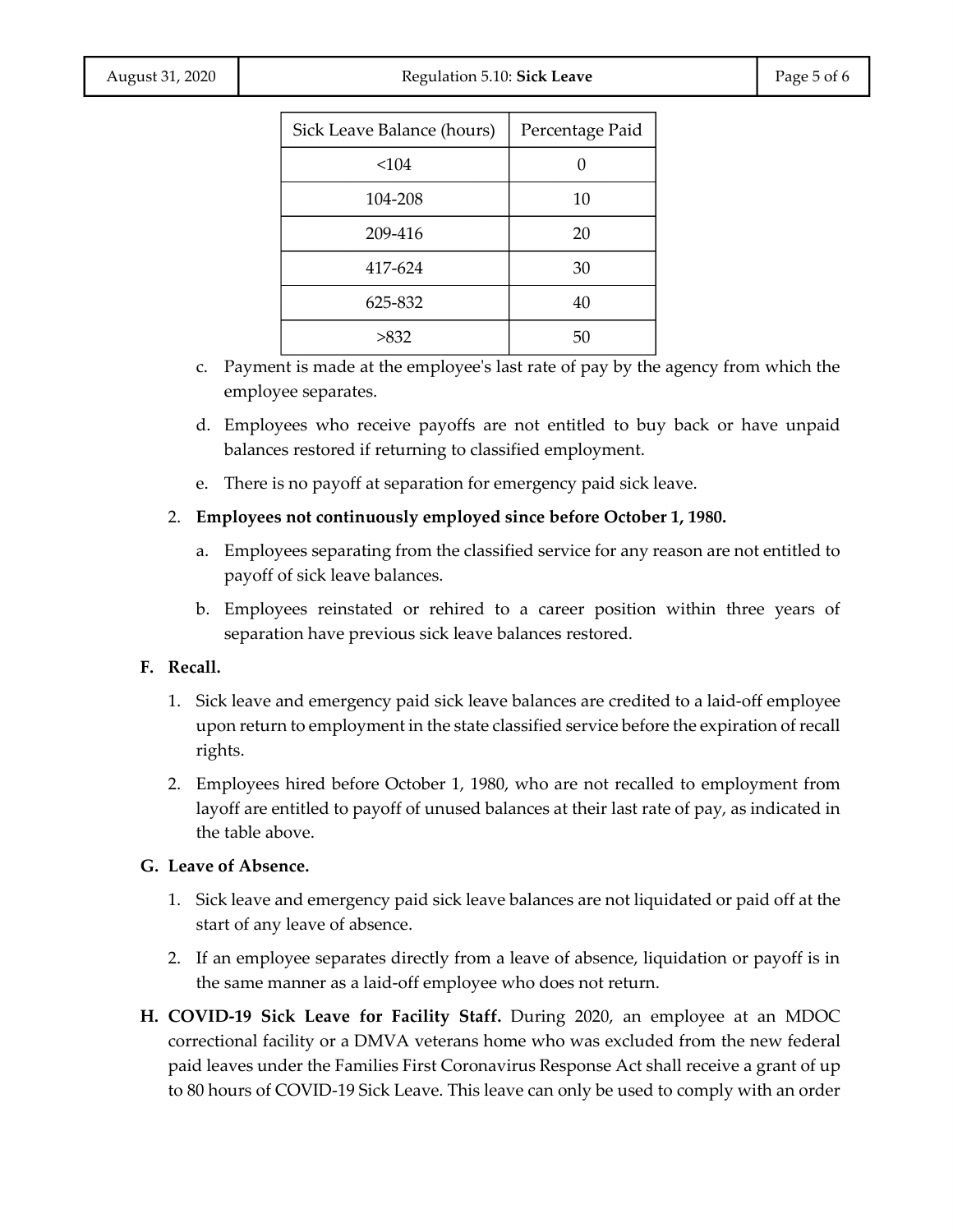| Sick Leave Balance (hours) | Percentage Paid |
|---|---|
| <104 | 0 |
| 104-208 | 10 |
| 209-416 | 20 |
| 417-624 | 30 |
| 625-832 | 40 |
| >832 | 50 |

c. Payment is made at the employee's last rate of pay by the agency from which the employee separates.

d. Employees who receive payoffs are not entitled to buy back or have unpaid balances restored if returning to classified employment.

e. There is no payoff at separation for emergency paid sick leave.

2. **Employees not continuously employed since before October 1, 1980.**

   a. Employees separating from the classified service for any reason are not entitled to payoff of sick leave balances.

   b. Employees reinstated or rehired to a career position within three years of separation have previous sick leave balances restored.

**F. Recall.**

1. Sick leave and emergency paid sick leave balances are credited to a laid-off employee upon return to employment in the state classified service before the expiration of recall rights.
2. Employees hired before October 1, 1980, who are not recalled to employment from layoff are entitled to payoff of unused balances at their last rate of pay, as indicated in the table above.

**G. Leave of Absence.**

1. Sick leave and emergency paid sick leave balances are not liquidated or paid off at the start of any leave of absence.
2. If an employee separates directly from a leave of absence, liquidation or payoff is in the same manner as a laid-off employee who does not return.

**H. COVID-19 Sick Leave for Facility Staff.** During 2020, an employee at an MDOC correctional facility or a DMVA veterans home who was excluded from the new federal paid leaves under the Families First Coronavirus Response Act shall receive a grant of up to 80 hours of COVID-19 Sick Leave. This leave can only be used to comply with an order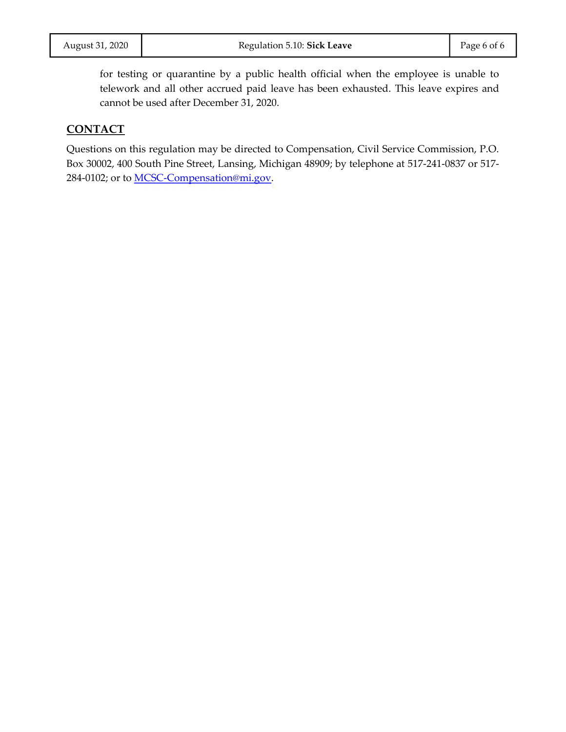for testing or quarantine by a public health official when the employee is unable to telework and all other accrued paid leave has been exhausted. This leave expires and cannot be used after December 31, 2020.

## CONTACT

Questions on this regulation may be directed to Compensation, Civil Service Commission, P.O. Box 30002, 400 South Pine Street, Lansing, Michigan 48909; by telephone at 517-241-0837 or 517-284-0102; or to MCSC-Compensation@mi.gov.